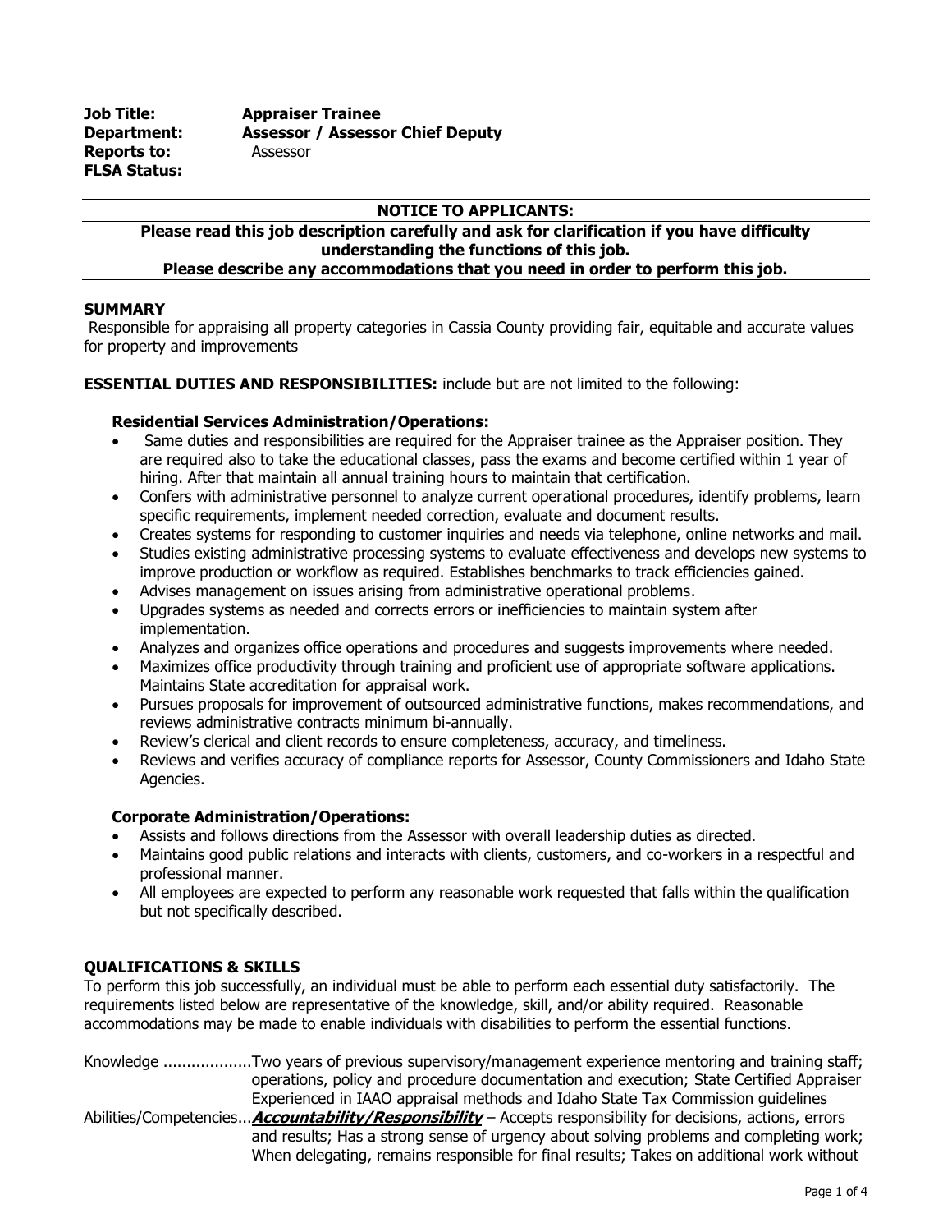**Job Title:** **Appraiser Trainee**
**Department:** **Assessor / Assessor Chief Deputy**
**Reports to:** Assessor
**FLSA Status:**

---

**NOTICE TO APPLICANTS:**

**Please read this job description carefully and ask for clarification if you have difficulty understanding the functions of this job.**
**Please describe any accommodations that you need in order to perform this job.**

---

**SUMMARY**

Responsible for appraising all property categories in Cassia County providing fair, equitable and accurate values for property and improvements

**ESSENTIAL DUTIES AND RESPONSIBILITIES:** include but are not limited to the following:

**Residential Services Administration/Operations:**

- Same duties and responsibilities are required for the Appraiser trainee as the Appraiser position. They are required also to take the educational classes, pass the exams and become certified within 1 year of hiring. After that maintain all annual training hours to maintain that certification.
- Confers with administrative personnel to analyze current operational procedures, identify problems, learn specific requirements, implement needed correction, evaluate and document results.
- Creates systems for responding to customer inquiries and needs via telephone, online networks and mail.
- Studies existing administrative processing systems to evaluate effectiveness and develops new systems to improve production or workflow as required. Establishes benchmarks to track efficiencies gained.
- Advises management on issues arising from administrative operational problems.
- Upgrades systems as needed and corrects errors or inefficiencies to maintain system after implementation.
- Analyzes and organizes office operations and procedures and suggests improvements where needed.
- Maximizes office productivity through training and proficient use of appropriate software applications. Maintains State accreditation for appraisal work.
- Pursues proposals for improvement of outsourced administrative functions, makes recommendations, and reviews administrative contracts minimum bi-annually.
- Review's clerical and client records to ensure completeness, accuracy, and timeliness.
- Reviews and verifies accuracy of compliance reports for Assessor, County Commissioners and Idaho State Agencies.

**Corporate Administration/Operations:**

- Assists and follows directions from the Assessor with overall leadership duties as directed.
- Maintains good public relations and interacts with clients, customers, and co-workers in a respectful and professional manner.
- All employees are expected to perform any reasonable work requested that falls within the qualification but not specifically described.

**QUALIFICATIONS & SKILLS**

To perform this job successfully, an individual must be able to perform each essential duty satisfactorily. The requirements listed below are representative of the knowledge, skill, and/or ability required. Reasonable accommodations may be made to enable individuals with disabilities to perform the essential functions.

Knowledge ...................Two years of previous supervisory/management experience mentoring and training staff; operations, policy and procedure documentation and execution; State Certified Appraiser Experienced in IAAO appraisal methods and Idaho State Tax Commission guidelines

Abilities/Competencies...***Accountability/Responsibility*** – Accepts responsibility for decisions, actions, errors and results; Has a strong sense of urgency about solving problems and completing work; When delegating, remains responsible for final results; Takes on additional work without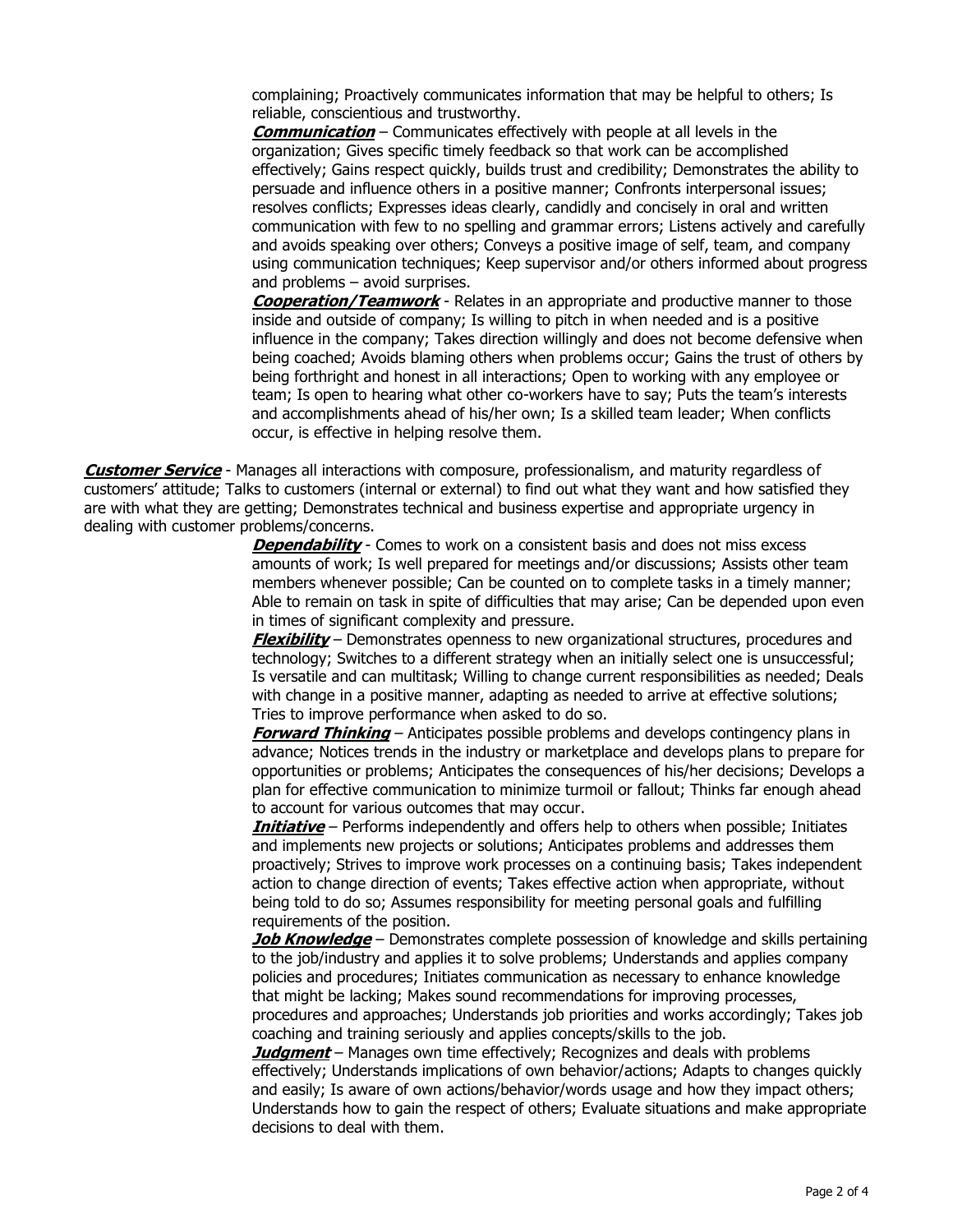complaining; Proactively communicates information that may be helpful to others; Is reliable, conscientious and trustworthy.

***Communication*** – Communicates effectively with people at all levels in the organization; Gives specific timely feedback so that work can be accomplished effectively; Gains respect quickly, builds trust and credibility; Demonstrates the ability to persuade and influence others in a positive manner; Confronts interpersonal issues; resolves conflicts; Expresses ideas clearly, candidly and concisely in oral and written communication with few to no spelling and grammar errors; Listens actively and carefully and avoids speaking over others; Conveys a positive image of self, team, and company using communication techniques; Keep supervisor and/or others informed about progress and problems – avoid surprises.

***Cooperation/Teamwork*** - Relates in an appropriate and productive manner to those inside and outside of company; Is willing to pitch in when needed and is a positive influence in the company; Takes direction willingly and does not become defensive when being coached; Avoids blaming others when problems occur; Gains the trust of others by being forthright and honest in all interactions; Open to working with any employee or team; Is open to hearing what other co-workers have to say; Puts the team's interests and accomplishments ahead of his/her own; Is a skilled team leader; When conflicts occur, is effective in helping resolve them.

***Customer Service*** - Manages all interactions with composure, professionalism, and maturity regardless of customers' attitude; Talks to customers (internal or external) to find out what they want and how satisfied they are with what they are getting; Demonstrates technical and business expertise and appropriate urgency in dealing with customer problems/concerns.

***Dependability*** - Comes to work on a consistent basis and does not miss excess amounts of work; Is well prepared for meetings and/or discussions; Assists other team members whenever possible; Can be counted on to complete tasks in a timely manner; Able to remain on task in spite of difficulties that may arise; Can be depended upon even in times of significant complexity and pressure.

***Flexibility*** – Demonstrates openness to new organizational structures, procedures and technology; Switches to a different strategy when an initially select one is unsuccessful; Is versatile and can multitask; Willing to change current responsibilities as needed; Deals with change in a positive manner, adapting as needed to arrive at effective solutions; Tries to improve performance when asked to do so.

***Forward Thinking*** – Anticipates possible problems and develops contingency plans in advance; Notices trends in the industry or marketplace and develops plans to prepare for opportunities or problems; Anticipates the consequences of his/her decisions; Develops a plan for effective communication to minimize turmoil or fallout; Thinks far enough ahead to account for various outcomes that may occur.

***Initiative*** – Performs independently and offers help to others when possible; Initiates and implements new projects or solutions; Anticipates problems and addresses them proactively; Strives to improve work processes on a continuing basis; Takes independent action to change direction of events; Takes effective action when appropriate, without being told to do so; Assumes responsibility for meeting personal goals and fulfilling requirements of the position.

***Job Knowledge*** – Demonstrates complete possession of knowledge and skills pertaining to the job/industry and applies it to solve problems; Understands and applies company policies and procedures; Initiates communication as necessary to enhance knowledge that might be lacking; Makes sound recommendations for improving processes, procedures and approaches; Understands job priorities and works accordingly; Takes job coaching and training seriously and applies concepts/skills to the job.

***Judgment*** – Manages own time effectively; Recognizes and deals with problems effectively; Understands implications of own behavior/actions; Adapts to changes quickly and easily; Is aware of own actions/behavior/words usage and how they impact others; Understands how to gain the respect of others; Evaluate situations and make appropriate decisions to deal with them.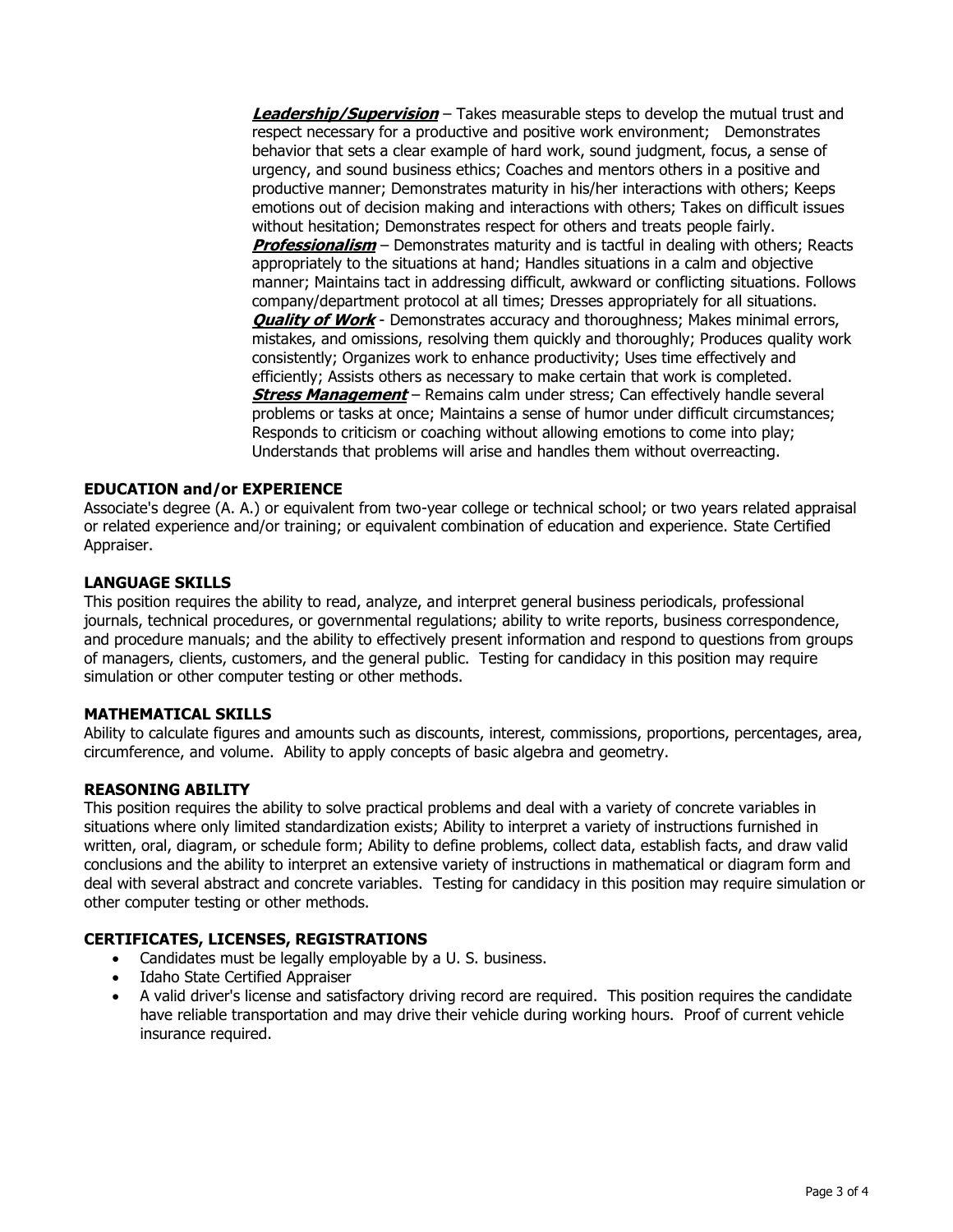***Leadership/Supervision*** – Takes measurable steps to develop the mutual trust and respect necessary for a productive and positive work environment; Demonstrates behavior that sets a clear example of hard work, sound judgment, focus, a sense of urgency, and sound business ethics; Coaches and mentors others in a positive and productive manner; Demonstrates maturity in his/her interactions with others; Keeps emotions out of decision making and interactions with others; Takes on difficult issues without hesitation; Demonstrates respect for others and treats people fairly.

***Professionalism*** – Demonstrates maturity and is tactful in dealing with others; Reacts appropriately to the situations at hand; Handles situations in a calm and objective manner; Maintains tact in addressing difficult, awkward or conflicting situations. Follows company/department protocol at all times; Dresses appropriately for all situations.

***Quality of Work*** - Demonstrates accuracy and thoroughness; Makes minimal errors, mistakes, and omissions, resolving them quickly and thoroughly; Produces quality work consistently; Organizes work to enhance productivity; Uses time effectively and efficiently; Assists others as necessary to make certain that work is completed.

***Stress Management*** – Remains calm under stress; Can effectively handle several problems or tasks at once; Maintains a sense of humor under difficult circumstances; Responds to criticism or coaching without allowing emotions to come into play; Understands that problems will arise and handles them without overreacting.

## EDUCATION and/or EXPERIENCE

Associate's degree (A. A.) or equivalent from two-year college or technical school; or two years related appraisal or related experience and/or training; or equivalent combination of education and experience. State Certified Appraiser.

## LANGUAGE SKILLS

This position requires the ability to read, analyze, and interpret general business periodicals, professional journals, technical procedures, or governmental regulations; ability to write reports, business correspondence, and procedure manuals; and the ability to effectively present information and respond to questions from groups of managers, clients, customers, and the general public. Testing for candidacy in this position may require simulation or other computer testing or other methods.

## MATHEMATICAL SKILLS

Ability to calculate figures and amounts such as discounts, interest, commissions, proportions, percentages, area, circumference, and volume. Ability to apply concepts of basic algebra and geometry.

## REASONING ABILITY

This position requires the ability to solve practical problems and deal with a variety of concrete variables in situations where only limited standardization exists; Ability to interpret a variety of instructions furnished in written, oral, diagram, or schedule form; Ability to define problems, collect data, establish facts, and draw valid conclusions and the ability to interpret an extensive variety of instructions in mathematical or diagram form and deal with several abstract and concrete variables. Testing for candidacy in this position may require simulation or other computer testing or other methods.

## CERTIFICATES, LICENSES, REGISTRATIONS

- Candidates must be legally employable by a U. S. business.
- Idaho State Certified Appraiser
- A valid driver's license and satisfactory driving record are required. This position requires the candidate have reliable transportation and may drive their vehicle during working hours. Proof of current vehicle insurance required.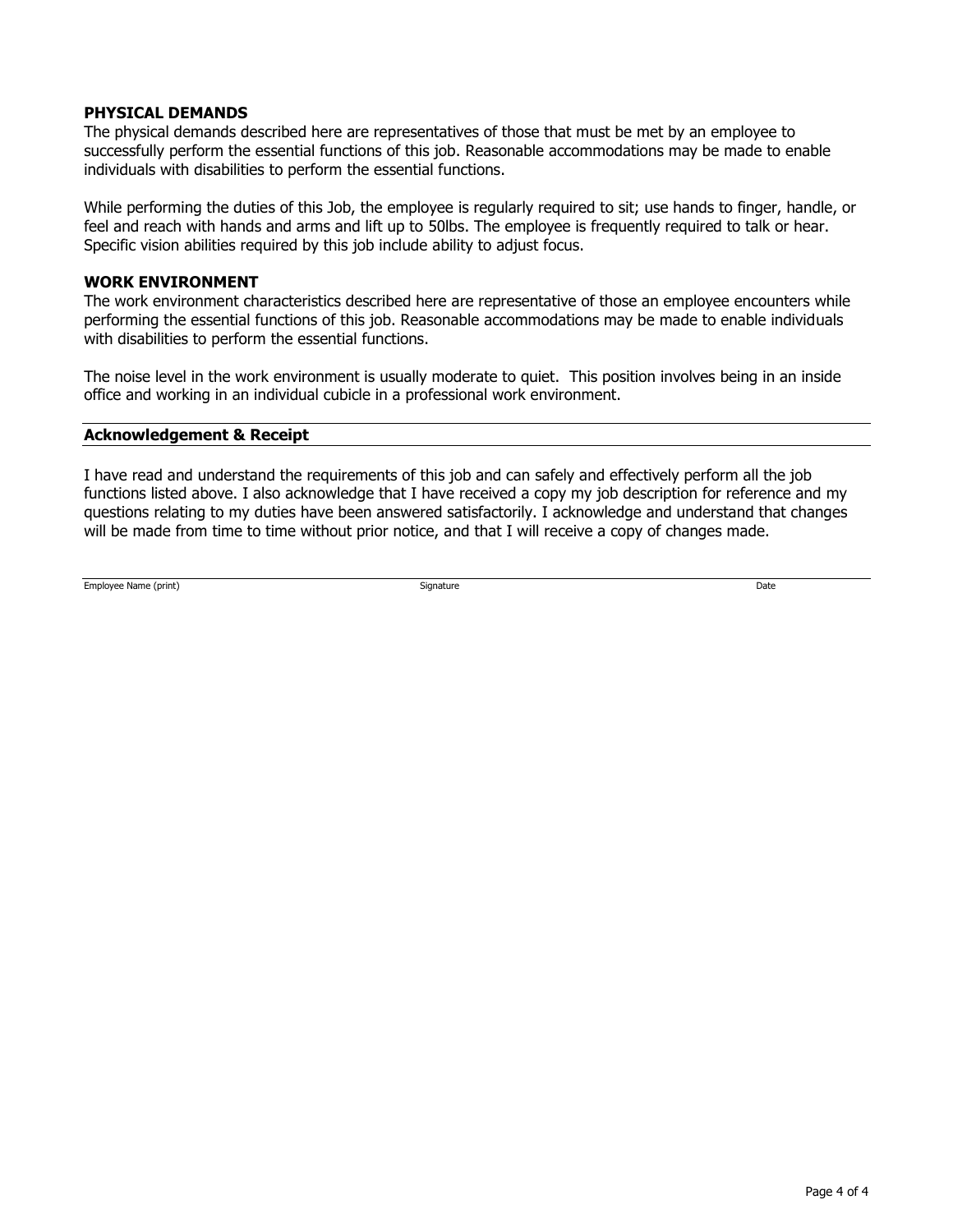### PHYSICAL DEMANDS

The physical demands described here are representatives of those that must be met by an employee to successfully perform the essential functions of this job. Reasonable accommodations may be made to enable individuals with disabilities to perform the essential functions.

While performing the duties of this Job, the employee is regularly required to sit; use hands to finger, handle, or feel and reach with hands and arms and lift up to 50lbs. The employee is frequently required to talk or hear. Specific vision abilities required by this job include ability to adjust focus.

### WORK ENVIRONMENT

The work environment characteristics described here are representative of those an employee encounters while performing the essential functions of this job. Reasonable accommodations may be made to enable individuals with disabilities to perform the essential functions.

The noise level in the work environment is usually moderate to quiet. This position involves being in an inside office and working in an individual cubicle in a professional work environment.

### Acknowledgement & Receipt

I have read and understand the requirements of this job and can safely and effectively perform all the job functions listed above. I also acknowledge that I have received a copy my job description for reference and my questions relating to my duties have been answered satisfactorily. I acknowledge and understand that changes will be made from time to time without prior notice, and that I will receive a copy of changes made.

| | | |
|---|---|---|
| Employee Name (print) | Signature | Date |